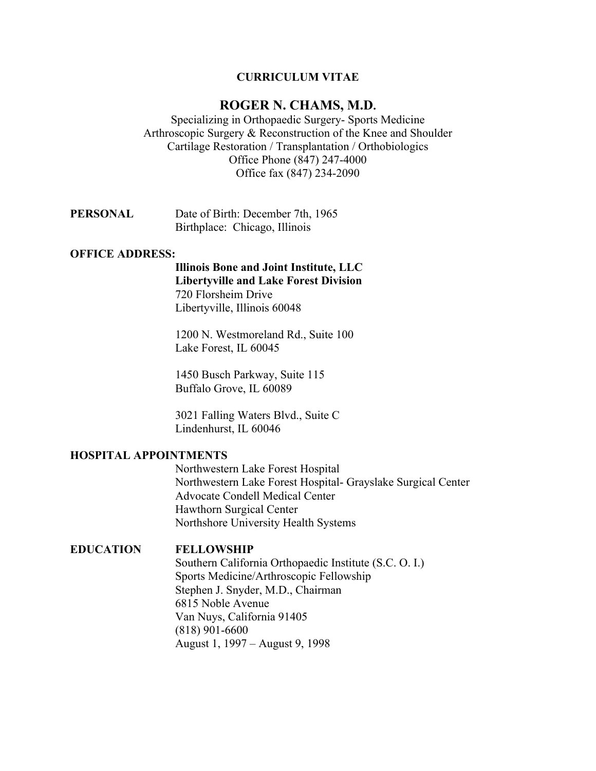**CURRICULUM VITAE**

# ROGER N. CHAMS, M.D.

Specializing in Orthopaedic Surgery- Sports Medicine
Arthroscopic Surgery & Reconstruction of the Knee and Shoulder
Cartilage Restoration / Transplantation / Orthobiologics
Office Phone (847) 247-4000
Office fax (847) 234-2090

**PERSONAL**

Date of Birth: December 7th, 1965
Birthplace: Chicago, Illinois

**OFFICE ADDRESS:**

**Illinois Bone and Joint Institute, LLC**
**Libertyville and Lake Forest Division**
720 Florsheim Drive
Libertyville, Illinois 60048

1200 N. Westmoreland Rd., Suite 100
Lake Forest, IL 60045

1450 Busch Parkway, Suite 115
Buffalo Grove, IL 60089

3021 Falling Waters Blvd., Suite C
Lindenhurst, IL 60046

**HOSPITAL APPOINTMENTS**

Northwestern Lake Forest Hospital
Northwestern Lake Forest Hospital- Grayslake Surgical Center
Advocate Condell Medical Center
Hawthorn Surgical Center
Northshore University Health Systems

**EDUCATION**

**FELLOWSHIP**
Southern California Orthopaedic Institute (S.C. O. I.)
Sports Medicine/Arthroscopic Fellowship
Stephen J. Snyder, M.D., Chairman
6815 Noble Avenue
Van Nuys, California 91405
(818) 901-6600
August 1, 1997 – August 9, 1998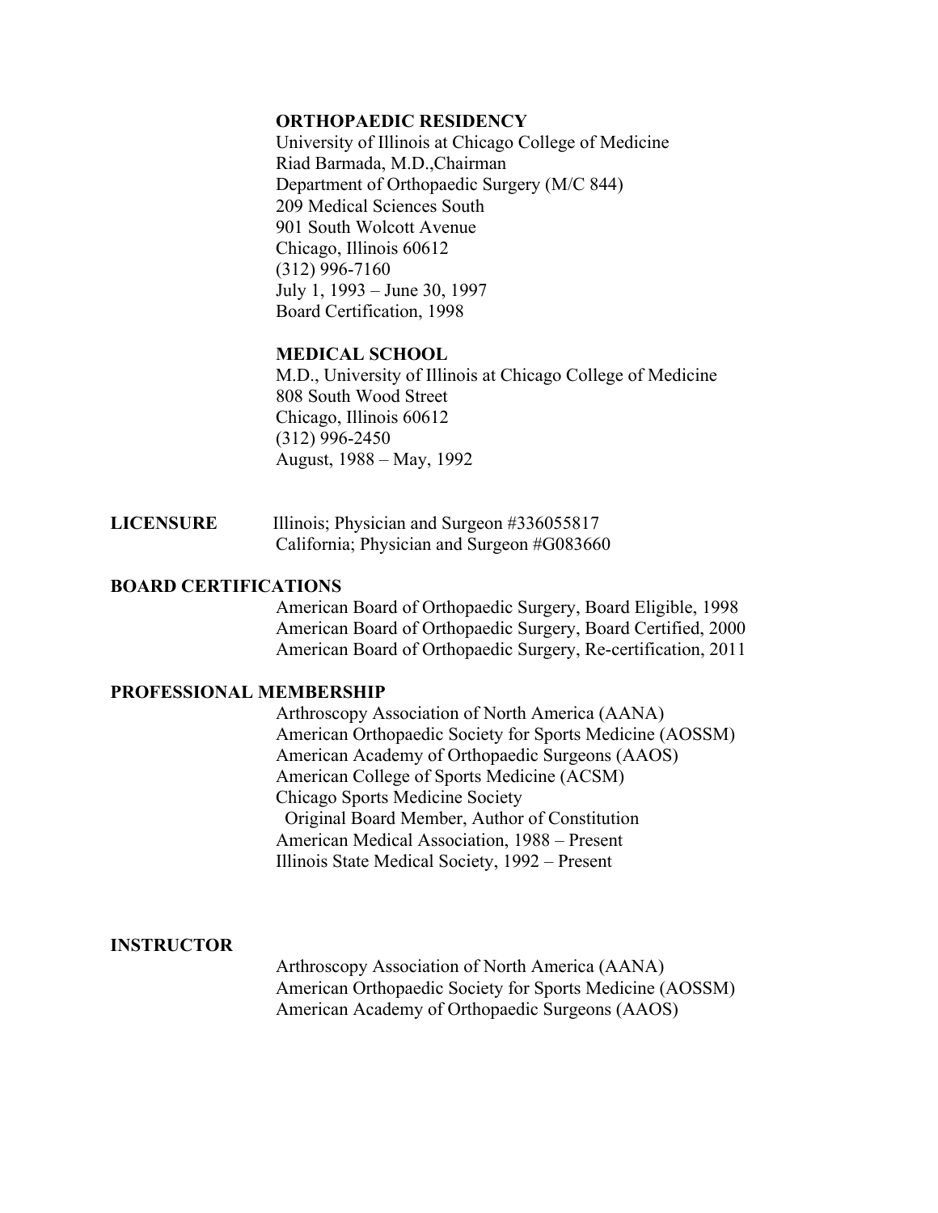**ORTHOPAEDIC RESIDENCY**

University of Illinois at Chicago College of Medicine
Riad Barmada, M.D.,Chairman
Department of Orthopaedic Surgery (M/C 844)
209 Medical Sciences South
901 South Wolcott Avenue
Chicago, Illinois 60612
(312) 996-7160
July 1, 1993 – June 30, 1997
Board Certification, 1998

**MEDICAL SCHOOL**

M.D., University of Illinois at Chicago College of Medicine
808 South Wood Street
Chicago, Illinois 60612
(312) 996-2450
August, 1988 – May, 1992

**LICENSURE**

Illinois; Physician and Surgeon #336055817
California; Physician and Surgeon #G083660

**BOARD CERTIFICATIONS**

American Board of Orthopaedic Surgery, Board Eligible, 1998
American Board of Orthopaedic Surgery, Board Certified, 2000
American Board of Orthopaedic Surgery, Re-certification, 2011

**PROFESSIONAL MEMBERSHIP**

Arthroscopy Association of North America (AANA)
American Orthopaedic Society for Sports Medicine (AOSSM)
American Academy of Orthopaedic Surgeons (AAOS)
American College of Sports Medicine (ACSM)
Chicago Sports Medicine Society
 Original Board Member, Author of Constitution
American Medical Association, 1988 – Present
Illinois State Medical Society, 1992 – Present

**INSTRUCTOR**

Arthroscopy Association of North America (AANA)
American Orthopaedic Society for Sports Medicine (AOSSM)
American Academy of Orthopaedic Surgeons (AAOS)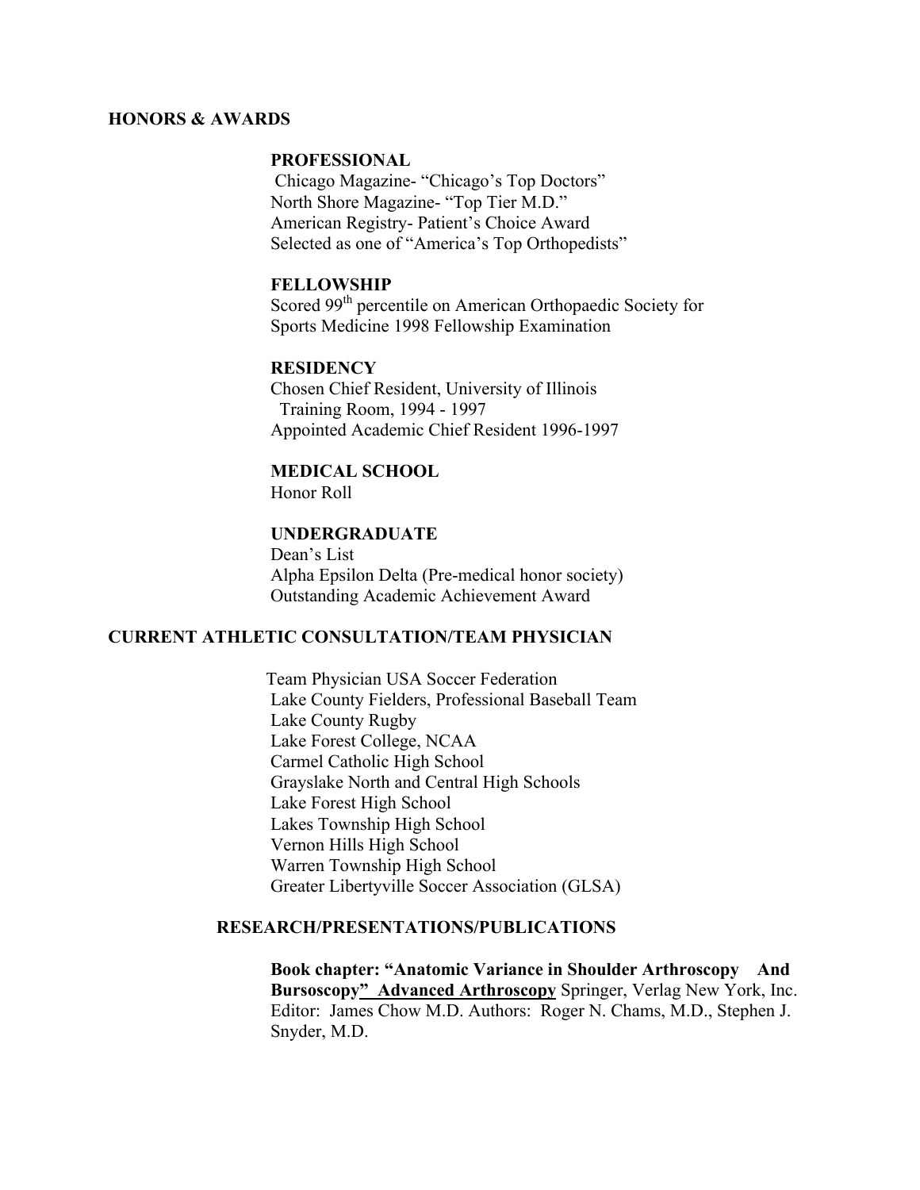## HONORS & AWARDS

### PROFESSIONAL

Chicago Magazine- "Chicago's Top Doctors"
North Shore Magazine- "Top Tier M.D."
American Registry- Patient's Choice Award
Selected as one of "America's Top Orthopedists"

### FELLOWSHIP

Scored 99th percentile on American Orthopaedic Society for Sports Medicine 1998 Fellowship Examination

### RESIDENCY

Chosen Chief Resident, University of Illinois Training Room, 1994 - 1997
Appointed Academic Chief Resident 1996-1997

### MEDICAL SCHOOL

Honor Roll

### UNDERGRADUATE

Dean's List
Alpha Epsilon Delta (Pre-medical honor society)
Outstanding Academic Achievement Award

## CURRENT ATHLETIC CONSULTATION/TEAM PHYSICIAN

Team Physician USA Soccer Federation
Lake County Fielders, Professional Baseball Team
Lake County Rugby
Lake Forest College, NCAA
Carmel Catholic High School
Grayslake North and Central High Schools
Lake Forest High School
Lakes Township High School
Vernon Hills High School
Warren Township High School
Greater Libertyville Soccer Association (GLSA)

## RESEARCH/PRESENTATIONS/PUBLICATIONS

**Book chapter: "Anatomic Variance in Shoulder Arthroscopy And Bursoscopy"** **Advanced Arthroscopy** Springer, Verlag New York, Inc. Editor: James Chow M.D. Authors: Roger N. Chams, M.D., Stephen J. Snyder, M.D.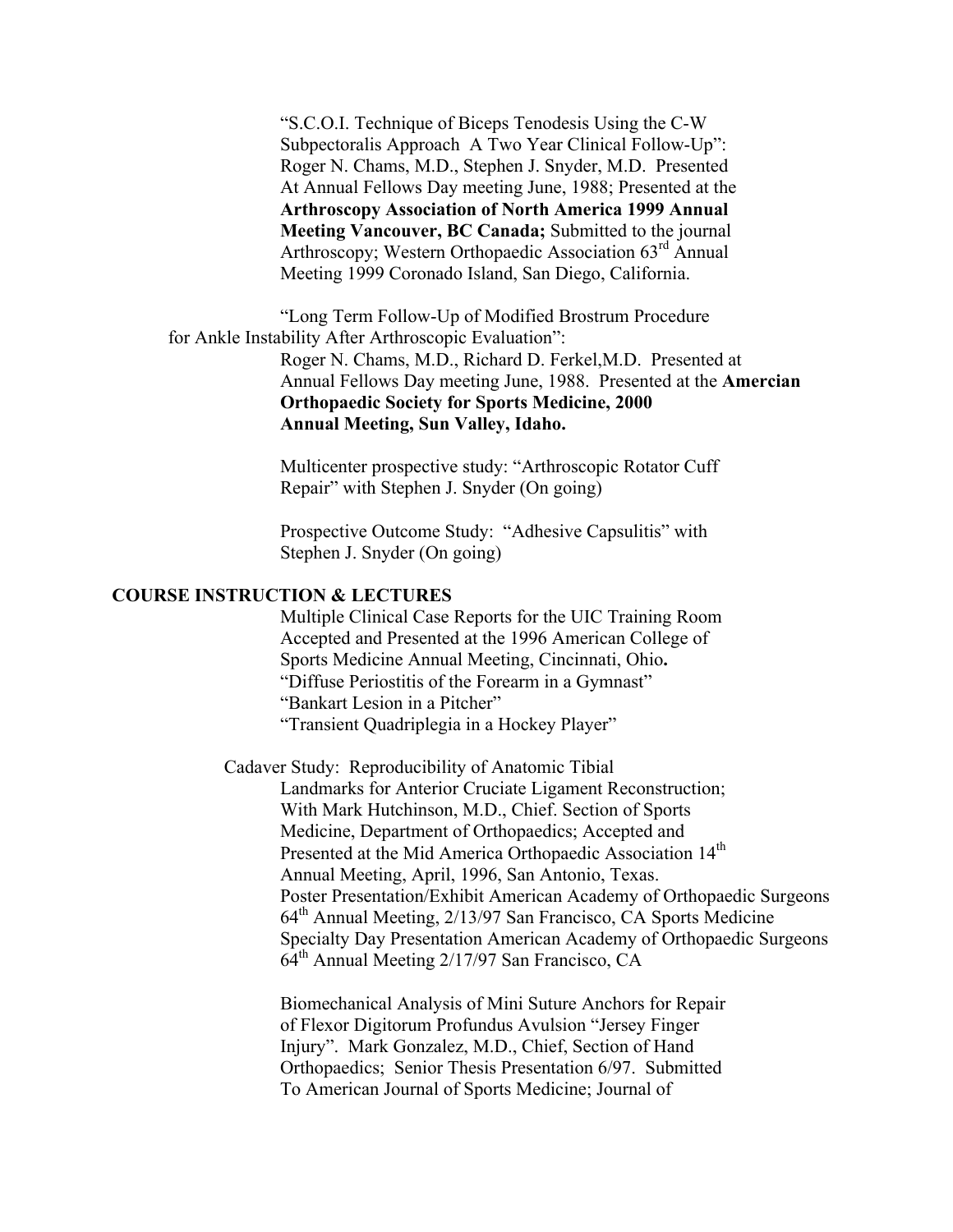"S.C.O.I. Technique of Biceps Tenodesis Using the C-W Subpectoralis Approach A Two Year Clinical Follow-Up": Roger N. Chams, M.D., Stephen J. Snyder, M.D. Presented At Annual Fellows Day meeting June, 1988; Presented at the **Arthroscopy Association of North America 1999 Annual Meeting Vancouver, BC Canada;** Submitted to the journal Arthroscopy; Western Orthopaedic Association 63rd Annual Meeting 1999 Coronado Island, San Diego, California.

"Long Term Follow-Up of Modified Brostrum Procedure for Ankle Instability After Arthroscopic Evaluation": Roger N. Chams, M.D., Richard D. Ferkel,M.D. Presented at Annual Fellows Day meeting June, 1988. Presented at the **Amercian Orthopaedic Society for Sports Medicine, 2000 Annual Meeting, Sun Valley, Idaho.**

Multicenter prospective study: "Arthroscopic Rotator Cuff Repair" with Stephen J. Snyder (On going)

Prospective Outcome Study: "Adhesive Capsulitis" with Stephen J. Snyder (On going)

## COURSE INSTRUCTION & LECTURES

Multiple Clinical Case Reports for the UIC Training Room Accepted and Presented at the 1996 American College of Sports Medicine Annual Meeting, Cincinnati, Ohio**.**
"Diffuse Periostitis of the Forearm in a Gymnast"
"Bankart Lesion in a Pitcher"
"Transient Quadriplegia in a Hockey Player"

Cadaver Study: Reproducibility of Anatomic Tibial Landmarks for Anterior Cruciate Ligament Reconstruction; With Mark Hutchinson, M.D., Chief. Section of Sports Medicine, Department of Orthopaedics; Accepted and Presented at the Mid America Orthopaedic Association 14th Annual Meeting, April, 1996, San Antonio, Texas.
Poster Presentation/Exhibit American Academy of Orthopaedic Surgeons 64th Annual Meeting, 2/13/97 San Francisco, CA Sports Medicine Specialty Day Presentation American Academy of Orthopaedic Surgeons 64th Annual Meeting 2/17/97 San Francisco, CA

Biomechanical Analysis of Mini Suture Anchors for Repair of Flexor Digitorum Profundus Avulsion "Jersey Finger Injury". Mark Gonzalez, M.D., Chief, Section of Hand Orthopaedics; Senior Thesis Presentation 6/97. Submitted To American Journal of Sports Medicine; Journal of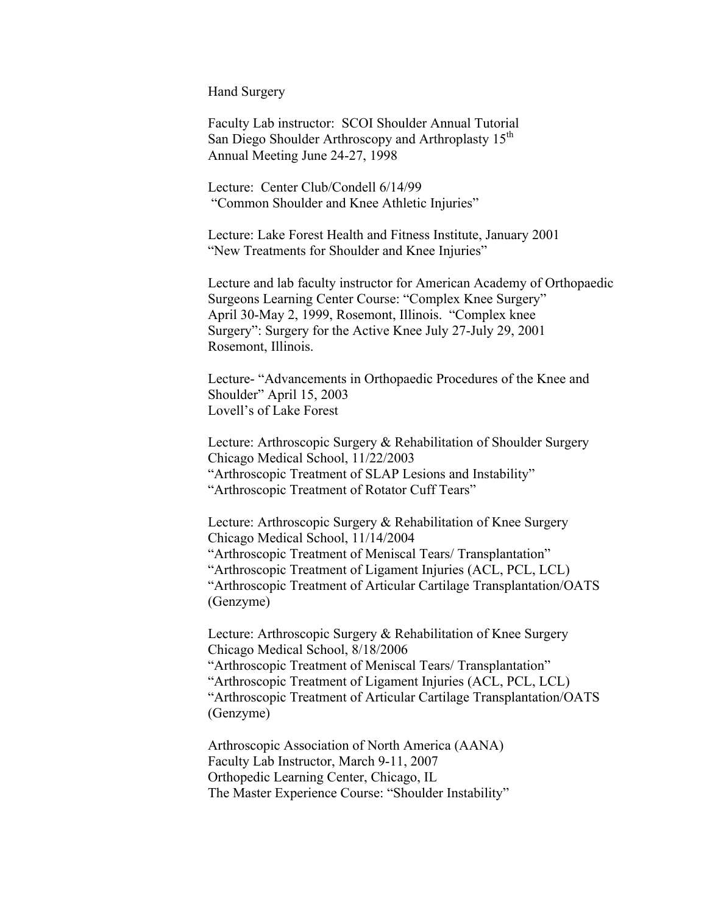Hand Surgery

Faculty Lab instructor: SCOI Shoulder Annual Tutorial
San Diego Shoulder Arthroscopy and Arthroplasty 15th
Annual Meeting June 24-27, 1998

Lecture: Center Club/Condell 6/14/99
"Common Shoulder and Knee Athletic Injuries"

Lecture: Lake Forest Health and Fitness Institute, January 2001
"New Treatments for Shoulder and Knee Injuries"

Lecture and lab faculty instructor for American Academy of Orthopaedic Surgeons Learning Center Course: "Complex Knee Surgery"
April 30-May 2, 1999, Rosemont, Illinois. "Complex knee Surgery": Surgery for the Active Knee July 27-July 29, 2001
Rosemont, Illinois.

Lecture- "Advancements in Orthopaedic Procedures of the Knee and Shoulder" April 15, 2003
Lovell's of Lake Forest

Lecture: Arthroscopic Surgery & Rehabilitation of Shoulder Surgery
Chicago Medical School, 11/22/2003
"Arthroscopic Treatment of SLAP Lesions and Instability"
"Arthroscopic Treatment of Rotator Cuff Tears"

Lecture: Arthroscopic Surgery & Rehabilitation of Knee Surgery
Chicago Medical School, 11/14/2004
"Arthroscopic Treatment of Meniscal Tears/ Transplantation"
"Arthroscopic Treatment of Ligament Injuries (ACL, PCL, LCL)
"Arthroscopic Treatment of Articular Cartilage Transplantation/OATS (Genzyme)

Lecture: Arthroscopic Surgery & Rehabilitation of Knee Surgery
Chicago Medical School, 8/18/2006
"Arthroscopic Treatment of Meniscal Tears/ Transplantation"
"Arthroscopic Treatment of Ligament Injuries (ACL, PCL, LCL)
"Arthroscopic Treatment of Articular Cartilage Transplantation/OATS (Genzyme)

Arthroscopic Association of North America (AANA)
Faculty Lab Instructor, March 9-11, 2007
Orthopedic Learning Center, Chicago, IL
The Master Experience Course: "Shoulder Instability"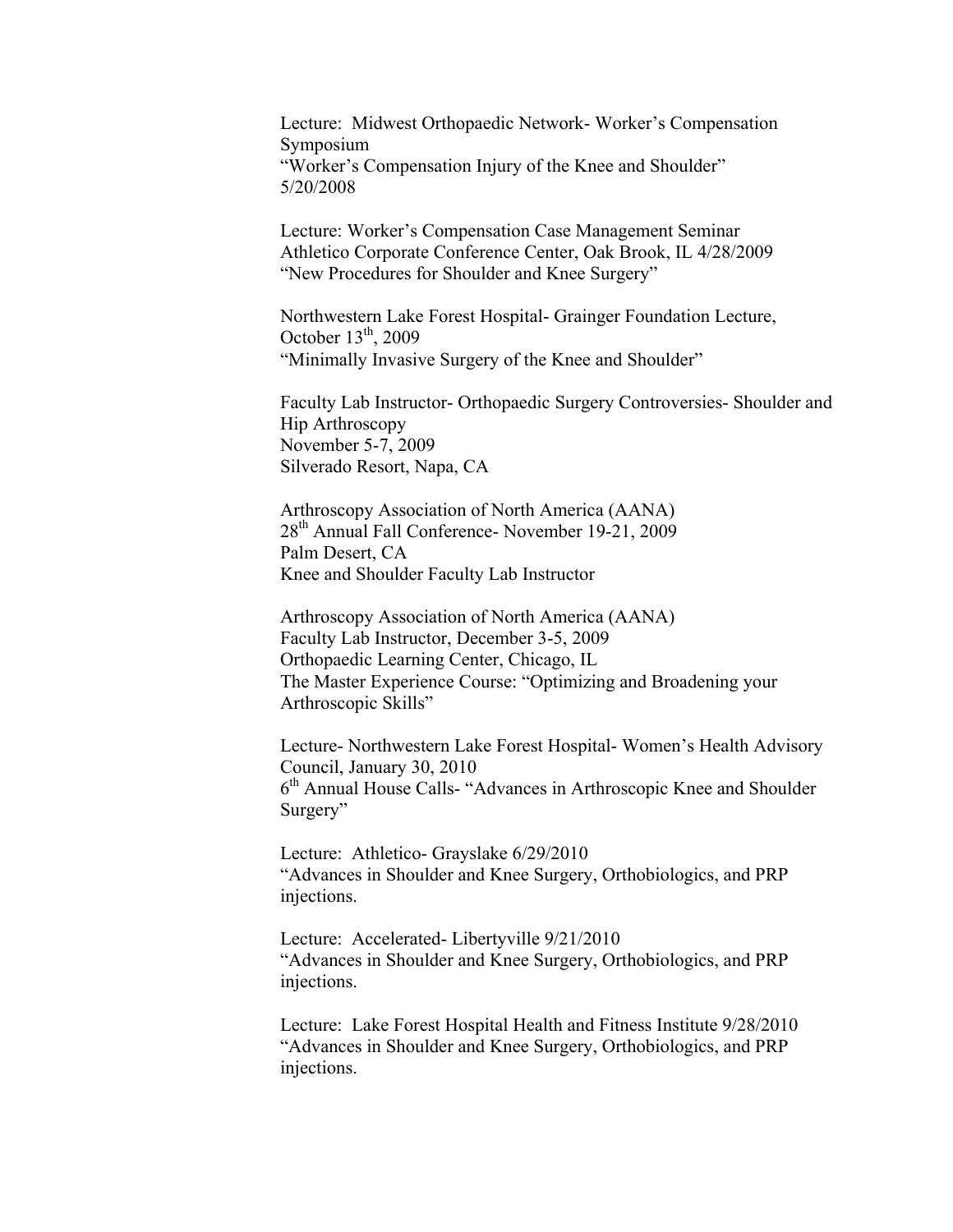Lecture: Midwest Orthopaedic Network- Worker's Compensation Symposium
"Worker's Compensation Injury of the Knee and Shoulder"
5/20/2008

Lecture: Worker's Compensation Case Management Seminar
Athletico Corporate Conference Center, Oak Brook, IL 4/28/2009
"New Procedures for Shoulder and Knee Surgery"

Northwestern Lake Forest Hospital- Grainger Foundation Lecture, October 13th, 2009
"Minimally Invasive Surgery of the Knee and Shoulder"

Faculty Lab Instructor- Orthopaedic Surgery Controversies- Shoulder and Hip Arthroscopy
November 5-7, 2009
Silverado Resort, Napa, CA

Arthroscopy Association of North America (AANA)
28th Annual Fall Conference- November 19-21, 2009
Palm Desert, CA
Knee and Shoulder Faculty Lab Instructor

Arthroscopy Association of North America (AANA)
Faculty Lab Instructor, December 3-5, 2009
Orthopaedic Learning Center, Chicago, IL
The Master Experience Course: "Optimizing and Broadening your Arthroscopic Skills"

Lecture- Northwestern Lake Forest Hospital- Women's Health Advisory Council, January 30, 2010
6th Annual House Calls- "Advances in Arthroscopic Knee and Shoulder Surgery"

Lecture: Athletico- Grayslake 6/29/2010
"Advances in Shoulder and Knee Surgery, Orthobiologics, and PRP injections.

Lecture: Accelerated- Libertyville 9/21/2010
"Advances in Shoulder and Knee Surgery, Orthobiologics, and PRP injections.

Lecture: Lake Forest Hospital Health and Fitness Institute 9/28/2010
"Advances in Shoulder and Knee Surgery, Orthobiologics, and PRP injections.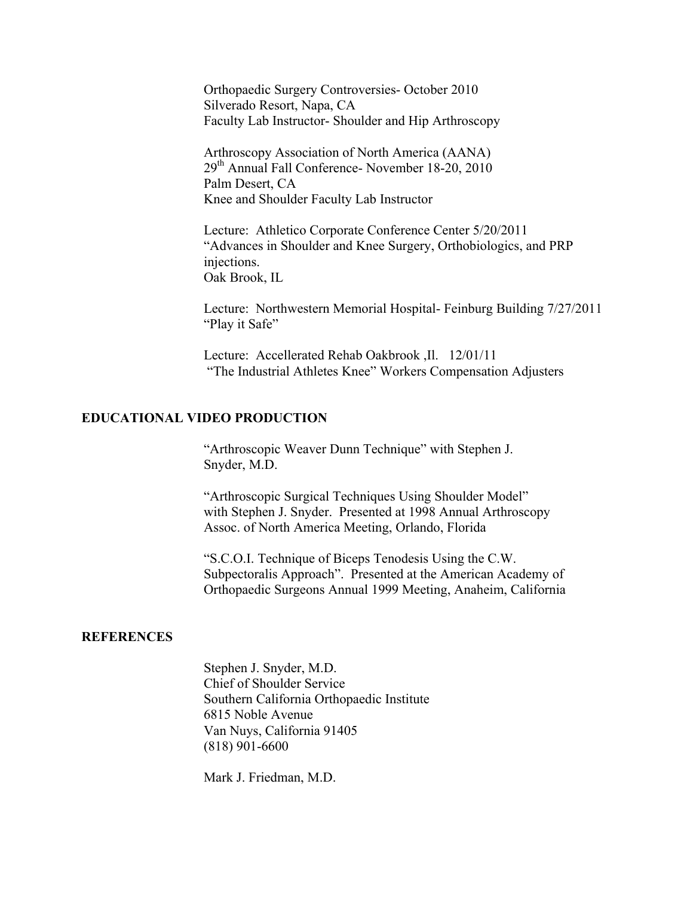Orthopaedic Surgery Controversies- October 2010
Silverado Resort, Napa, CA
Faculty Lab Instructor- Shoulder and Hip Arthroscopy

Arthroscopy Association of North America (AANA)
29th Annual Fall Conference- November 18-20, 2010
Palm Desert, CA
Knee and Shoulder Faculty Lab Instructor

Lecture: Athletico Corporate Conference Center 5/20/2011
"Advances in Shoulder and Knee Surgery, Orthobiologics, and PRP injections.
Oak Brook, IL

Lecture: Northwestern Memorial Hospital- Feinburg Building 7/27/2011
"Play it Safe"

Lecture: Accellerated Rehab Oakbrook ,Il. 12/01/11
"The Industrial Athletes Knee" Workers Compensation Adjusters

## EDUCATIONAL VIDEO PRODUCTION

"Arthroscopic Weaver Dunn Technique" with Stephen J. Snyder, M.D.

"Arthroscopic Surgical Techniques Using Shoulder Model" with Stephen J. Snyder. Presented at 1998 Annual Arthroscopy Assoc. of North America Meeting, Orlando, Florida

"S.C.O.I. Technique of Biceps Tenodesis Using the C.W. Subpectoralis Approach". Presented at the American Academy of Orthopaedic Surgeons Annual 1999 Meeting, Anaheim, California

## REFERENCES

Stephen J. Snyder, M.D.
Chief of Shoulder Service
Southern California Orthopaedic Institute
6815 Noble Avenue
Van Nuys, California 91405
(818) 901-6600

Mark J. Friedman, M.D.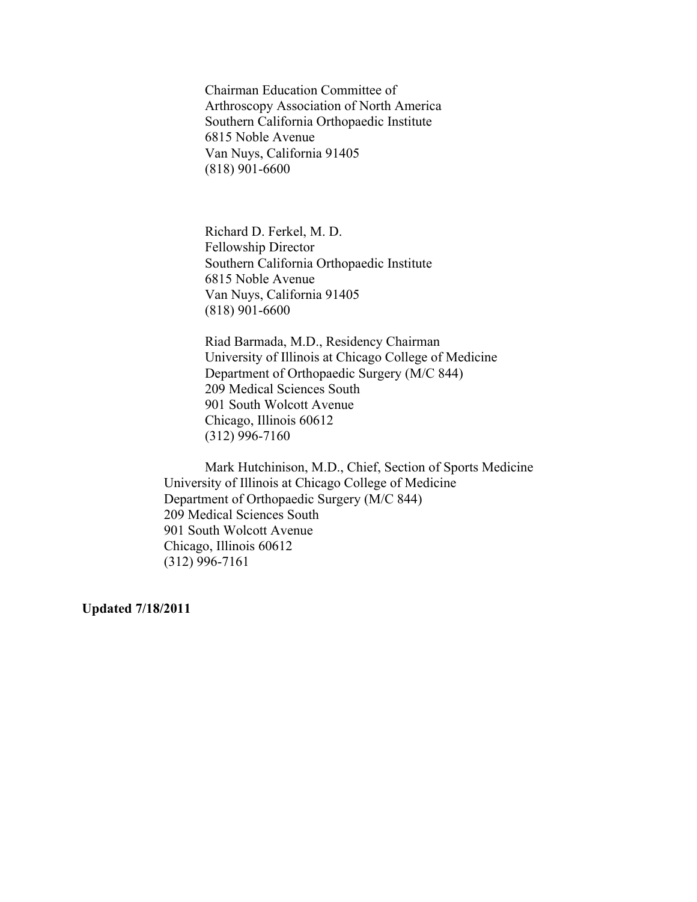Chairman Education Committee of
Arthroscopy Association of North America
Southern California Orthopaedic Institute
6815 Noble Avenue
Van Nuys, California 91405
(818) 901-6600

Richard D. Ferkel, M. D.
Fellowship Director
Southern California Orthopaedic Institute
6815 Noble Avenue
Van Nuys, California 91405
(818) 901-6600

Riad Barmada, M.D., Residency Chairman
University of Illinois at Chicago College of Medicine
Department of Orthopaedic Surgery (M/C 844)
209 Medical Sciences South
901 South Wolcott Avenue
Chicago, Illinois 60612
(312) 996-7160

Mark Hutchinison, M.D., Chief, Section of Sports Medicine
University of Illinois at Chicago College of Medicine
Department of Orthopaedic Surgery (M/C 844)
209 Medical Sciences South
901 South Wolcott Avenue
Chicago, Illinois 60612
(312) 996-7161

**Updated 7/18/2011**